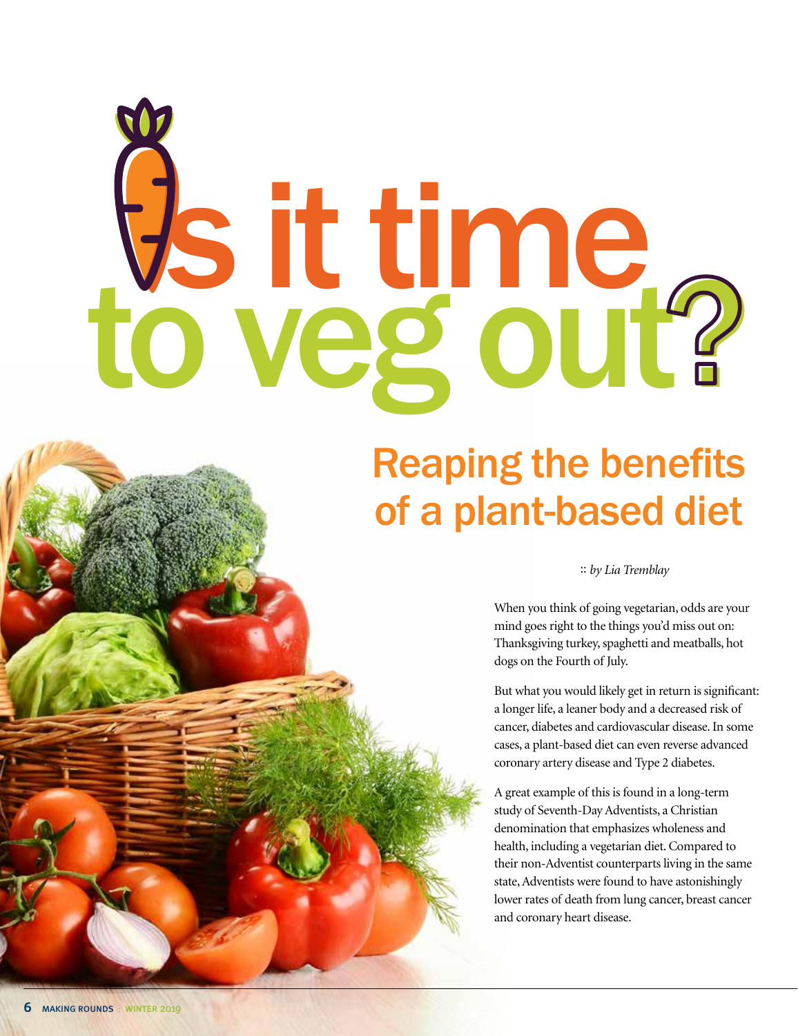# Is it time to veg out?

## Reaping the benefits of a plant-based diet

:: *by Lia Tremblay*

When you think of going vegetarian, odds are your mind goes right to the things you'd miss out on: Thanksgiving turkey, spaghetti and meatballs, hot dogs on the Fourth of July.

But what you would likely get in return is significant: a longer life, a leaner body and a decreased risk of cancer, diabetes and cardiovascular disease. In some cases, a plant-based diet can even reverse advanced coronary artery disease and Type 2 diabetes.

A great example of this is found in a long-term study of Seventh-Day Adventists, a Christian denomination that emphasizes wholeness and health, including a vegetarian diet. Compared to their non-Adventist counterparts living in the same state, Adventists were found to have astonishingly lower rates of death from lung cancer, breast cancer and coronary heart disease.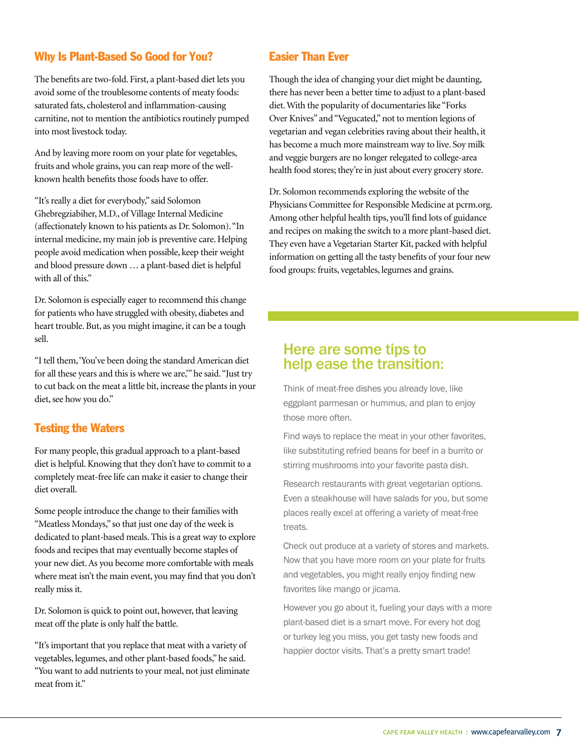## Why Is Plant-Based So Good for You?

The benefits are two-fold. First, a plant-based diet lets you avoid some of the troublesome contents of meaty foods: saturated fats, cholesterol and inflammation-causing carnitine, not to mention the antibiotics routinely pumped into most livestock today.

And by leaving more room on your plate for vegetables, fruits and whole grains, you can reap more of the well-known health benefits those foods have to offer.

"It's really a diet for everybody," said Solomon Ghebregziabiher, M.D., of Village Internal Medicine (affectionately known to his patients as Dr. Solomon). "In internal medicine, my main job is preventive care. Helping people avoid medication when possible, keep their weight and blood pressure down … a plant-based diet is helpful with all of this."

Dr. Solomon is especially eager to recommend this change for patients who have struggled with obesity, diabetes and heart trouble. But, as you might imagine, it can be a tough sell.

"I tell them, 'You've been doing the standard American diet for all these years and this is where we are,'" he said. "Just try to cut back on the meat a little bit, increase the plants in your diet, see how you do."

## Testing the Waters

For many people, this gradual approach to a plant-based diet is helpful. Knowing that they don't have to commit to a completely meat-free life can make it easier to change their diet overall.

Some people introduce the change to their families with "Meatless Mondays," so that just one day of the week is dedicated to plant-based meals. This is a great way to explore foods and recipes that may eventually become staples of your new diet. As you become more comfortable with meals where meat isn't the main event, you may find that you don't really miss it.

Dr. Solomon is quick to point out, however, that leaving meat off the plate is only half the battle.

"It's important that you replace that meat with a variety of vegetables, legumes, and other plant-based foods," he said. "You want to add nutrients to your meal, not just eliminate meat from it."

## Easier Than Ever

Though the idea of changing your diet might be daunting, there has never been a better time to adjust to a plant-based diet. With the popularity of documentaries like "Forks Over Knives" and "Vegucated," not to mention legions of vegetarian and vegan celebrities raving about their health, it has become a much more mainstream way to live. Soy milk and veggie burgers are no longer relegated to college-area health food stores; they're in just about every grocery store.

Dr. Solomon recommends exploring the website of the Physicians Committee for Responsible Medicine at pcrm.org. Among other helpful health tips, you'll find lots of guidance and recipes on making the switch to a more plant-based diet. They even have a Vegetarian Starter Kit, packed with helpful information on getting all the tasty benefits of your four new food groups: fruits, vegetables, legumes and grains.

## Here are some tips to help ease the transition:

Think of meat-free dishes you already love, like eggplant parmesan or hummus, and plan to enjoy those more often.

Find ways to replace the meat in your other favorites, like substituting refried beans for beef in a burrito or stirring mushrooms into your favorite pasta dish.

Research restaurants with great vegetarian options. Even a steakhouse will have salads for you, but some places really excel at offering a variety of meat-free treats.

Check out produce at a variety of stores and markets. Now that you have more room on your plate for fruits and vegetables, you might really enjoy finding new favorites like mango or jicama.

However you go about it, fueling your days with a more plant-based diet is a smart move. For every hot dog or turkey leg you miss, you get tasty new foods and happier doctor visits. That's a pretty smart trade!